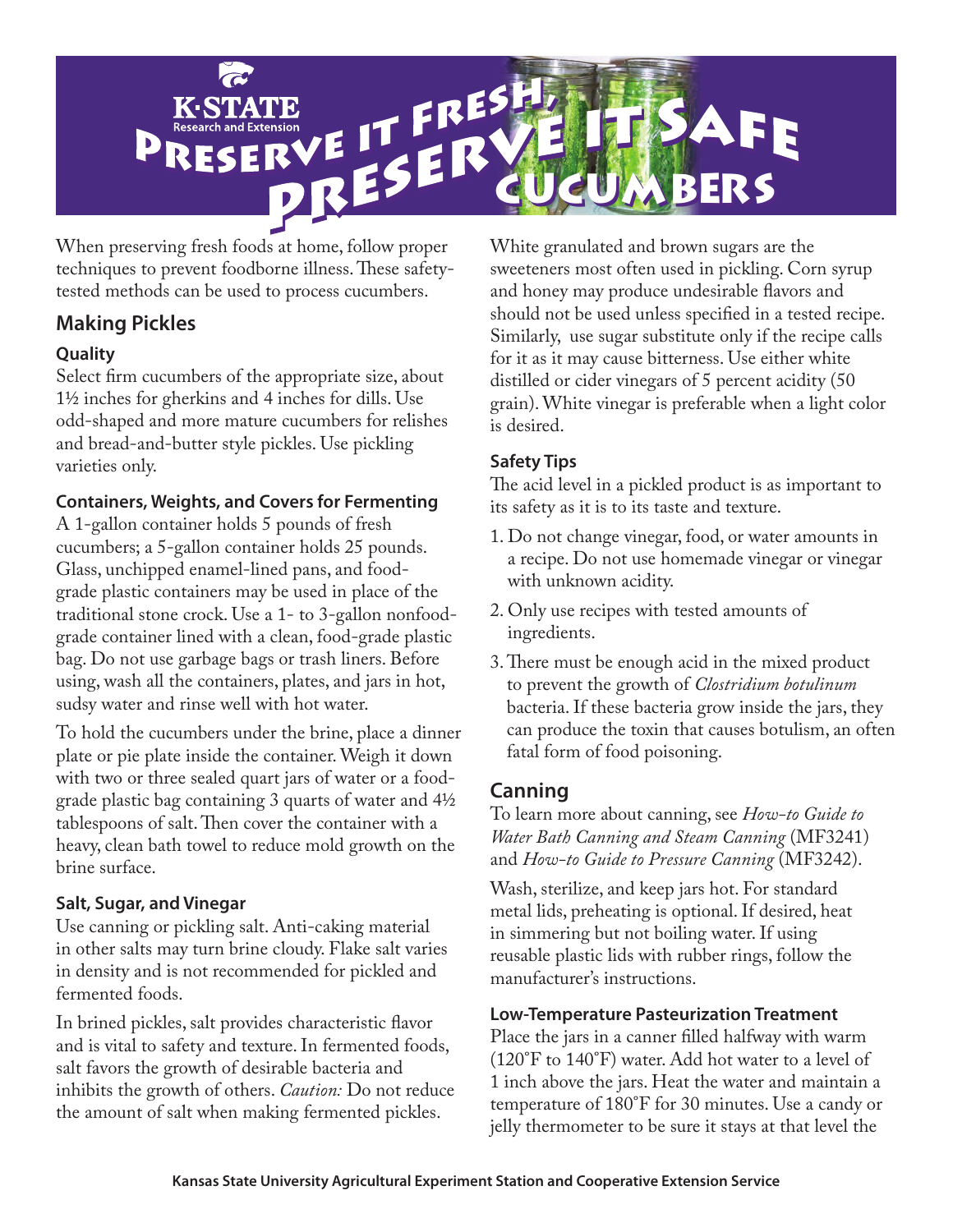# Preserve it Fresh, Preserve it Safe

## Cucumbers

When preserving fresh foods at home, follow proper techniques to prevent foodborne illness. These safety-tested methods can be used to process cucumbers.

## Making Pickles

### Quality

Select firm cucumbers of the appropriate size, about 1½ inches for gherkins and 4 inches for dills. Use odd-shaped and more mature cucumbers for relishes and bread-and-butter style pickles. Use pickling varieties only.

### Containers, Weights, and Covers for Fermenting

A 1-gallon container holds 5 pounds of fresh cucumbers; a 5-gallon container holds 25 pounds. Glass, unchipped enamel-lined pans, and food-grade plastic containers may be used in place of the traditional stone crock. Use a 1- to 3-gallon nonfood-grade container lined with a clean, food-grade plastic bag. Do not use garbage bags or trash liners. Before using, wash all the containers, plates, and jars in hot, sudsy water and rinse well with hot water.

To hold the cucumbers under the brine, place a dinner plate or pie plate inside the container. Weigh it down with two or three sealed quart jars of water or a food-grade plastic bag containing 3 quarts of water and 4½ tablespoons of salt. Then cover the container with a heavy, clean bath towel to reduce mold growth on the brine surface.

### Salt, Sugar, and Vinegar

Use canning or pickling salt. Anti-caking material in other salts may turn brine cloudy. Flake salt varies in density and is not recommended for pickled and fermented foods.

In brined pickles, salt provides characteristic flavor and is vital to safety and texture. In fermented foods, salt favors the growth of desirable bacteria and inhibits the growth of others. *Caution:* Do not reduce the amount of salt when making fermented pickles.

White granulated and brown sugars are the sweeteners most often used in pickling. Corn syrup and honey may produce undesirable flavors and should not be used unless specified in a tested recipe. Similarly, use sugar substitute only if the recipe calls for it as it may cause bitterness. Use either white distilled or cider vinegars of 5 percent acidity (50 grain). White vinegar is preferable when a light color is desired.

### Safety Tips

The acid level in a pickled product is as important to its safety as it is to its taste and texture.

1. Do not change vinegar, food, or water amounts in a recipe. Do not use homemade vinegar or vinegar with unknown acidity.
2. Only use recipes with tested amounts of ingredients.
3. There must be enough acid in the mixed product to prevent the growth of *Clostridium botulinum* bacteria. If these bacteria grow inside the jars, they can produce the toxin that causes botulism, an often fatal form of food poisoning.

## Canning

To learn more about canning, see *How-to Guide to Water Bath Canning and Steam Canning* (MF3241) and *How-to Guide to Pressure Canning* (MF3242).

Wash, sterilize, and keep jars hot. For standard metal lids, preheating is optional. If desired, heat in simmering but not boiling water. If using reusable plastic lids with rubber rings, follow the manufacturer's instructions.

### Low-Temperature Pasteurization Treatment

Place the jars in a canner filled halfway with warm (120˚F to 140˚F) water. Add hot water to a level of 1 inch above the jars. Heat the water and maintain a temperature of 180˚F for 30 minutes. Use a candy or jelly thermometer to be sure it stays at that level the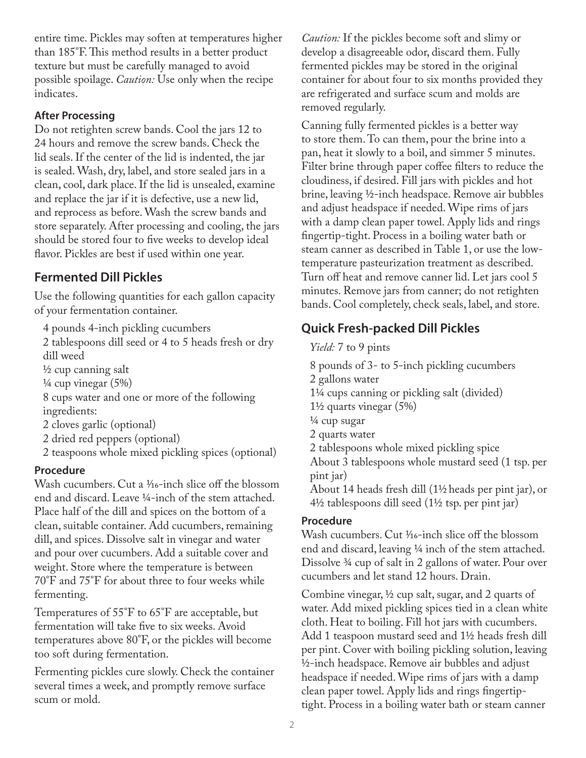entire time. Pickles may soften at temperatures higher than 185˚F. This method results in a better product texture but must be carefully managed to avoid possible spoilage. *Caution:* Use only when the recipe indicates.

### After Processing

Do not retighten screw bands. Cool the jars 12 to 24 hours and remove the screw bands. Check the lid seals. If the center of the lid is indented, the jar is sealed. Wash, dry, label, and store sealed jars in a clean, cool, dark place. If the lid is unsealed, examine and replace the jar if it is defective, use a new lid, and reprocess as before. Wash the screw bands and store separately. After processing and cooling, the jars should be stored four to five weeks to develop ideal flavor. Pickles are best if used within one year.

## Fermented Dill Pickles

Use the following quantities for each gallon capacity of your fermentation container.

- 4 pounds 4-inch pickling cucumbers
- 2 tablespoons dill seed or 4 to 5 heads fresh or dry dill weed
- ½ cup canning salt
- ¼ cup vinegar (5%)
- 8 cups water and one or more of the following ingredients:
- 2 cloves garlic (optional)
- 2 dried red peppers (optional)
- 2 teaspoons whole mixed pickling spices (optional)

### Procedure

Wash cucumbers. Cut a 1⁄16-inch slice off the blossom end and discard. Leave ¼-inch of the stem attached. Place half of the dill and spices on the bottom of a clean, suitable container. Add cucumbers, remaining dill, and spices. Dissolve salt in vinegar and water and pour over cucumbers. Add a suitable cover and weight. Store where the temperature is between 70˚F and 75˚F for about three to four weeks while fermenting.

Temperatures of 55˚F to 65˚F are acceptable, but fermentation will take five to six weeks. Avoid temperatures above 80˚F, or the pickles will become too soft during fermentation.

Fermenting pickles cure slowly. Check the container several times a week, and promptly remove surface scum or mold.

*Caution:* If the pickles become soft and slimy or develop a disagreeable odor, discard them. Fully fermented pickles may be stored in the original container for about four to six months provided they are refrigerated and surface scum and molds are removed regularly.

Canning fully fermented pickles is a better way to store them. To can them, pour the brine into a pan, heat it slowly to a boil, and simmer 5 minutes. Filter brine through paper coffee filters to reduce the cloudiness, if desired. Fill jars with pickles and hot brine, leaving ½-inch headspace. Remove air bubbles and adjust headspace if needed. Wipe rims of jars with a damp clean paper towel. Apply lids and rings fingertip-tight. Process in a boiling water bath or steam canner as described in Table 1, or use the low-temperature pasteurization treatment as described. Turn off heat and remove canner lid. Let jars cool 5 minutes. Remove jars from canner; do not retighten bands. Cool completely, check seals, label, and store.

## Quick Fresh-packed Dill Pickles

*Yield:* 7 to 9 pints

- 8 pounds of 3- to 5-inch pickling cucumbers
- 2 gallons water
- 1¼ cups canning or pickling salt (divided)
- 1½ quarts vinegar (5%)
- ¼ cup sugar
- 2 quarts water
- 2 tablespoons whole mixed pickling spice
- About 3 tablespoons whole mustard seed (1 tsp. per pint jar)
- About 14 heads fresh dill (1½ heads per pint jar), or 4½ tablespoons dill seed (1½ tsp. per pint jar)

### Procedure

Wash cucumbers. Cut 1⁄16-inch slice off the blossom end and discard, leaving ¼ inch of the stem attached. Dissolve ¾ cup of salt in 2 gallons of water. Pour over cucumbers and let stand 12 hours. Drain.

Combine vinegar, ½ cup salt, sugar, and 2 quarts of water. Add mixed pickling spices tied in a clean white cloth. Heat to boiling. Fill hot jars with cucumbers. Add 1 teaspoon mustard seed and 1½ heads fresh dill per pint. Cover with boiling pickling solution, leaving ½-inch headspace. Remove air bubbles and adjust headspace if needed. Wipe rims of jars with a damp clean paper towel. Apply lids and rings fingertip-tight. Process in a boiling water bath or steam canner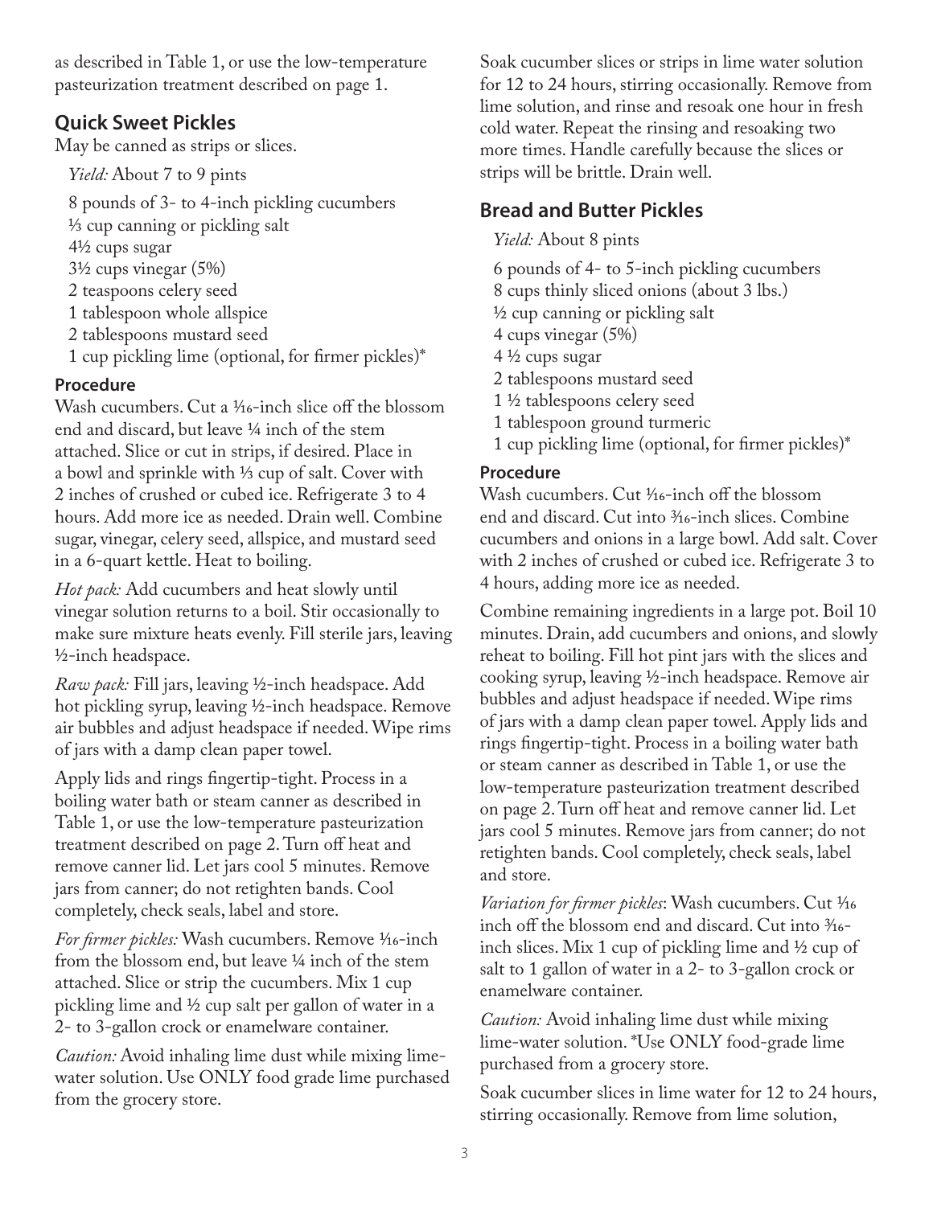as described in Table 1, or use the low-temperature pasteurization treatment described on page 1.

## Quick Sweet Pickles

May be canned as strips or slices.

*Yield:* About 7 to 9 pints

- 8 pounds of 3- to 4-inch pickling cucumbers
- ⅓ cup canning or pickling salt
- 4½ cups sugar
- 3½ cups vinegar (5%)
- 2 teaspoons celery seed
- 1 tablespoon whole allspice
- 2 tablespoons mustard seed
- 1 cup pickling lime (optional, for firmer pickles)*

### Procedure

Wash cucumbers. Cut a 1⁄16-inch slice off the blossom end and discard, but leave ¼ inch of the stem attached. Slice or cut in strips, if desired. Place in a bowl and sprinkle with ⅓ cup of salt. Cover with 2 inches of crushed or cubed ice. Refrigerate 3 to 4 hours. Add more ice as needed. Drain well. Combine sugar, vinegar, celery seed, allspice, and mustard seed in a 6-quart kettle. Heat to boiling.

*Hot pack:* Add cucumbers and heat slowly until vinegar solution returns to a boil. Stir occasionally to make sure mixture heats evenly. Fill sterile jars, leaving ½-inch headspace.

*Raw pack:* Fill jars, leaving ½-inch headspace. Add hot pickling syrup, leaving ½-inch headspace. Remove air bubbles and adjust headspace if needed. Wipe rims of jars with a damp clean paper towel.

Apply lids and rings fingertip-tight. Process in a boiling water bath or steam canner as described in Table 1, or use the low-temperature pasteurization treatment described on page 2. Turn off heat and remove canner lid. Let jars cool 5 minutes. Remove jars from canner; do not retighten bands. Cool completely, check seals, label and store.

*For firmer pickles:* Wash cucumbers. Remove 1⁄16-inch from the blossom end, but leave ¼ inch of the stem attached. Slice or strip the cucumbers. Mix 1 cup pickling lime and ½ cup salt per gallon of water in a 2- to 3-gallon crock or enamelware container.

*Caution:* Avoid inhaling lime dust while mixing lime-water solution. Use ONLY food grade lime purchased from the grocery store.

Soak cucumber slices or strips in lime water solution for 12 to 24 hours, stirring occasionally. Remove from lime solution, and rinse and resoak one hour in fresh cold water. Repeat the rinsing and resoaking two more times. Handle carefully because the slices or strips will be brittle. Drain well.

## Bread and Butter Pickles

*Yield:* About 8 pints

- 6 pounds of 4- to 5-inch pickling cucumbers
- 8 cups thinly sliced onions (about 3 lbs.)
- ½ cup canning or pickling salt
- 4 cups vinegar (5%)
- 4 ½ cups sugar
- 2 tablespoons mustard seed
- 1 ½ tablespoons celery seed
- 1 tablespoon ground turmeric
- 1 cup pickling lime (optional, for firmer pickles)*

### Procedure

Wash cucumbers. Cut 1⁄16-inch off the blossom end and discard. Cut into 3⁄16-inch slices. Combine cucumbers and onions in a large bowl. Add salt. Cover with 2 inches of crushed or cubed ice. Refrigerate 3 to 4 hours, adding more ice as needed.

Combine remaining ingredients in a large pot. Boil 10 minutes. Drain, add cucumbers and onions, and slowly reheat to boiling. Fill hot pint jars with the slices and cooking syrup, leaving ½-inch headspace. Remove air bubbles and adjust headspace if needed. Wipe rims of jars with a damp clean paper towel. Apply lids and rings fingertip-tight. Process in a boiling water bath or steam canner as described in Table 1, or use the low-temperature pasteurization treatment described on page 2. Turn off heat and remove canner lid. Let jars cool 5 minutes. Remove jars from canner; do not retighten bands. Cool completely, check seals, label and store.

*Variation for firmer pickles*: Wash cucumbers. Cut 1⁄16 inch off the blossom end and discard. Cut into 3⁄16-inch slices. Mix 1 cup of pickling lime and ½ cup of salt to 1 gallon of water in a 2- to 3-gallon crock or enamelware container.

*Caution:* Avoid inhaling lime dust while mixing lime-water solution. *Use ONLY food-grade lime purchased from a grocery store.

Soak cucumber slices in lime water for 12 to 24 hours, stirring occasionally. Remove from lime solution,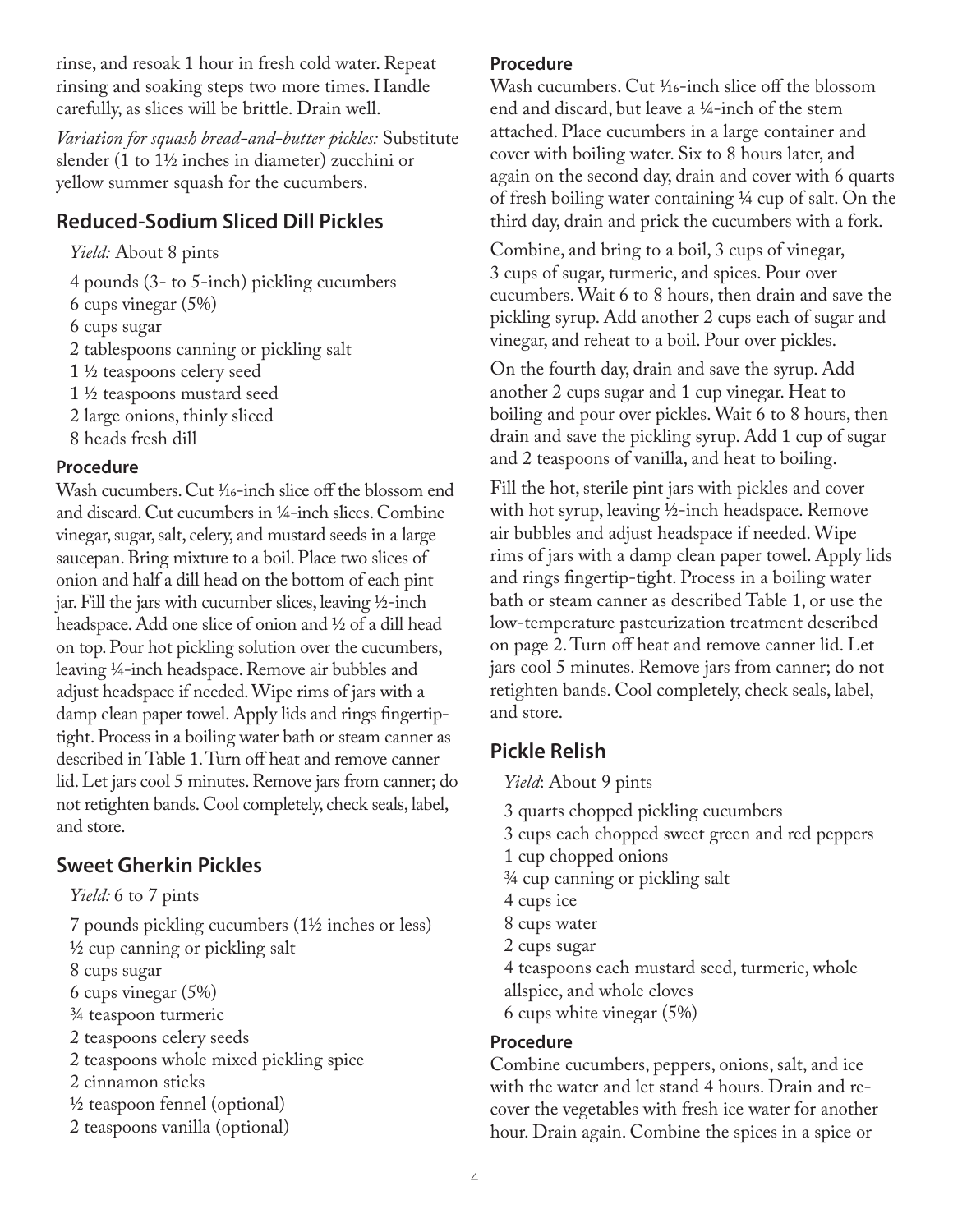rinse, and resoak 1 hour in fresh cold water. Repeat rinsing and soaking steps two more times. Handle carefully, as slices will be brittle. Drain well.

*Variation for squash bread-and-butter pickles:* Substitute slender (1 to 1½ inches in diameter) zucchini or yellow summer squash for the cucumbers.

## Reduced-Sodium Sliced Dill Pickles

*Yield:* About 8 pints

4 pounds (3- to 5-inch) pickling cucumbers
6 cups vinegar (5%)
6 cups sugar
2 tablespoons canning or pickling salt
1 ½ teaspoons celery seed
1 ½ teaspoons mustard seed
2 large onions, thinly sliced
8 heads fresh dill

### Procedure

Wash cucumbers. Cut ⅟₁₆-inch slice off the blossom end and discard. Cut cucumbers in ¼-inch slices. Combine vinegar, sugar, salt, celery, and mustard seeds in a large saucepan. Bring mixture to a boil. Place two slices of onion and half a dill head on the bottom of each pint jar. Fill the jars with cucumber slices, leaving ½-inch headspace. Add one slice of onion and ½ of a dill head on top. Pour hot pickling solution over the cucumbers, leaving ¼-inch headspace. Remove air bubbles and adjust headspace if needed. Wipe rims of jars with a damp clean paper towel. Apply lids and rings fingertip-tight. Process in a boiling water bath or steam canner as described in Table 1. Turn off heat and remove canner lid. Let jars cool 5 minutes. Remove jars from canner; do not retighten bands. Cool completely, check seals, label, and store.

## Sweet Gherkin Pickles

*Yield:* 6 to 7 pints

7 pounds pickling cucumbers (1½ inches or less)
½ cup canning or pickling salt
8 cups sugar
6 cups vinegar (5%)
¾ teaspoon turmeric
2 teaspoons celery seeds
2 teaspoons whole mixed pickling spice
2 cinnamon sticks
½ teaspoon fennel (optional)
2 teaspoons vanilla (optional)

### Procedure

Wash cucumbers. Cut ⅟₁₆-inch slice off the blossom end and discard, but leave a ¼-inch of the stem attached. Place cucumbers in a large container and cover with boiling water. Six to 8 hours later, and again on the second day, drain and cover with 6 quarts of fresh boiling water containing ¼ cup of salt. On the third day, drain and prick the cucumbers with a fork.

Combine, and bring to a boil, 3 cups of vinegar, 3 cups of sugar, turmeric, and spices. Pour over cucumbers. Wait 6 to 8 hours, then drain and save the pickling syrup. Add another 2 cups each of sugar and vinegar, and reheat to a boil. Pour over pickles.

On the fourth day, drain and save the syrup. Add another 2 cups sugar and 1 cup vinegar. Heat to boiling and pour over pickles. Wait 6 to 8 hours, then drain and save the pickling syrup. Add 1 cup of sugar and 2 teaspoons of vanilla, and heat to boiling.

Fill the hot, sterile pint jars with pickles and cover with hot syrup, leaving ½-inch headspace. Remove air bubbles and adjust headspace if needed. Wipe rims of jars with a damp clean paper towel. Apply lids and rings fingertip-tight. Process in a boiling water bath or steam canner as described Table 1, or use the low-temperature pasteurization treatment described on page 2. Turn off heat and remove canner lid. Let jars cool 5 minutes. Remove jars from canner; do not retighten bands. Cool completely, check seals, label, and store.

## Pickle Relish

*Yield*: About 9 pints

3 quarts chopped pickling cucumbers
3 cups each chopped sweet green and red peppers
1 cup chopped onions
¾ cup canning or pickling salt
4 cups ice
8 cups water
2 cups sugar
4 teaspoons each mustard seed, turmeric, whole allspice, and whole cloves
6 cups white vinegar (5%)

### Procedure

Combine cucumbers, peppers, onions, salt, and ice with the water and let stand 4 hours. Drain and re-cover the vegetables with fresh ice water for another hour. Drain again. Combine the spices in a spice or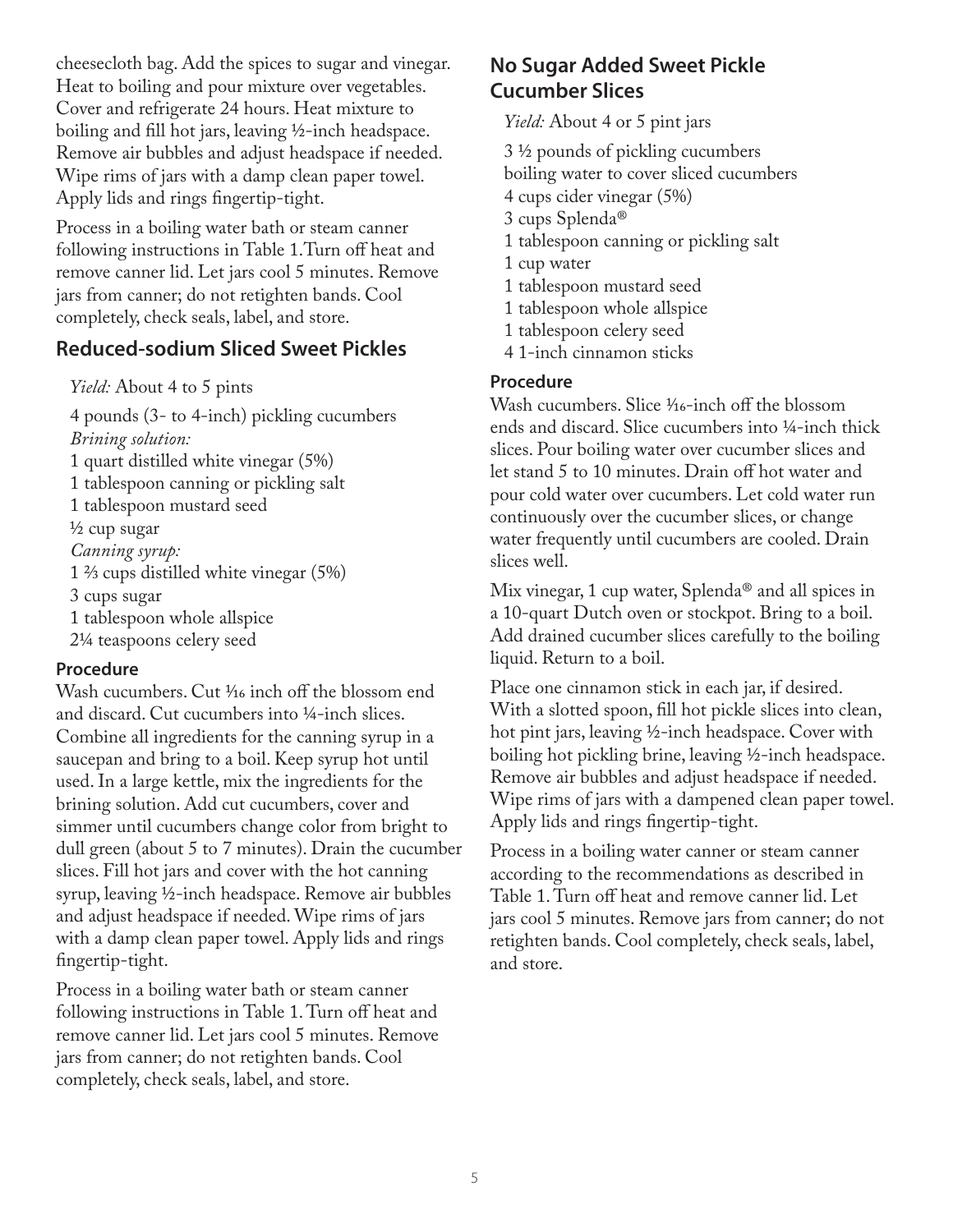cheesecloth bag. Add the spices to sugar and vinegar. Heat to boiling and pour mixture over vegetables. Cover and refrigerate 24 hours. Heat mixture to boiling and fill hot jars, leaving ½-inch headspace. Remove air bubbles and adjust headspace if needed. Wipe rims of jars with a damp clean paper towel. Apply lids and rings fingertip-tight.

Process in a boiling water bath or steam canner following instructions in Table 1.Turn off heat and remove canner lid. Let jars cool 5 minutes. Remove jars from canner; do not retighten bands. Cool completely, check seals, label, and store.

## Reduced-sodium Sliced Sweet Pickles

*Yield:* About 4 to 5 pints

4 pounds (3- to 4-inch) pickling cucumbers
*Brining solution:*
1 quart distilled white vinegar (5%)
1 tablespoon canning or pickling salt
1 tablespoon mustard seed
½ cup sugar
*Canning syrup:*
1 ⅔ cups distilled white vinegar (5%)
3 cups sugar
1 tablespoon whole allspice
2¼ teaspoons celery seed

### Procedure

Wash cucumbers. Cut ¹⁄₁₆ inch off the blossom end and discard. Cut cucumbers into ¼-inch slices. Combine all ingredients for the canning syrup in a saucepan and bring to a boil. Keep syrup hot until used. In a large kettle, mix the ingredients for the brining solution. Add cut cucumbers, cover and simmer until cucumbers change color from bright to dull green (about 5 to 7 minutes). Drain the cucumber slices. Fill hot jars and cover with the hot canning syrup, leaving ½-inch headspace. Remove air bubbles and adjust headspace if needed. Wipe rims of jars with a damp clean paper towel. Apply lids and rings fingertip-tight.

Process in a boiling water bath or steam canner following instructions in Table 1. Turn off heat and remove canner lid. Let jars cool 5 minutes. Remove jars from canner; do not retighten bands. Cool completely, check seals, label, and store.

## No Sugar Added Sweet Pickle Cucumber Slices

*Yield:* About 4 or 5 pint jars

3 ½ pounds of pickling cucumbers
boiling water to cover sliced cucumbers
4 cups cider vinegar (5%)
3 cups Splenda®
1 tablespoon canning or pickling salt
1 cup water
1 tablespoon mustard seed
1 tablespoon whole allspice
1 tablespoon celery seed
4 1-inch cinnamon sticks

### Procedure

Wash cucumbers. Slice ¹⁄₁₆-inch off the blossom ends and discard. Slice cucumbers into ¼-inch thick slices. Pour boiling water over cucumber slices and let stand 5 to 10 minutes. Drain off hot water and pour cold water over cucumbers. Let cold water run continuously over the cucumber slices, or change water frequently until cucumbers are cooled. Drain slices well.

Mix vinegar, 1 cup water, Splenda® and all spices in a 10-quart Dutch oven or stockpot. Bring to a boil. Add drained cucumber slices carefully to the boiling liquid. Return to a boil.

Place one cinnamon stick in each jar, if desired. With a slotted spoon, fill hot pickle slices into clean, hot pint jars, leaving ½-inch headspace. Cover with boiling hot pickling brine, leaving ½-inch headspace. Remove air bubbles and adjust headspace if needed. Wipe rims of jars with a dampened clean paper towel. Apply lids and rings fingertip-tight.

Process in a boiling water canner or steam canner according to the recommendations as described in Table 1. Turn off heat and remove canner lid. Let jars cool 5 minutes. Remove jars from canner; do not retighten bands. Cool completely, check seals, label, and store.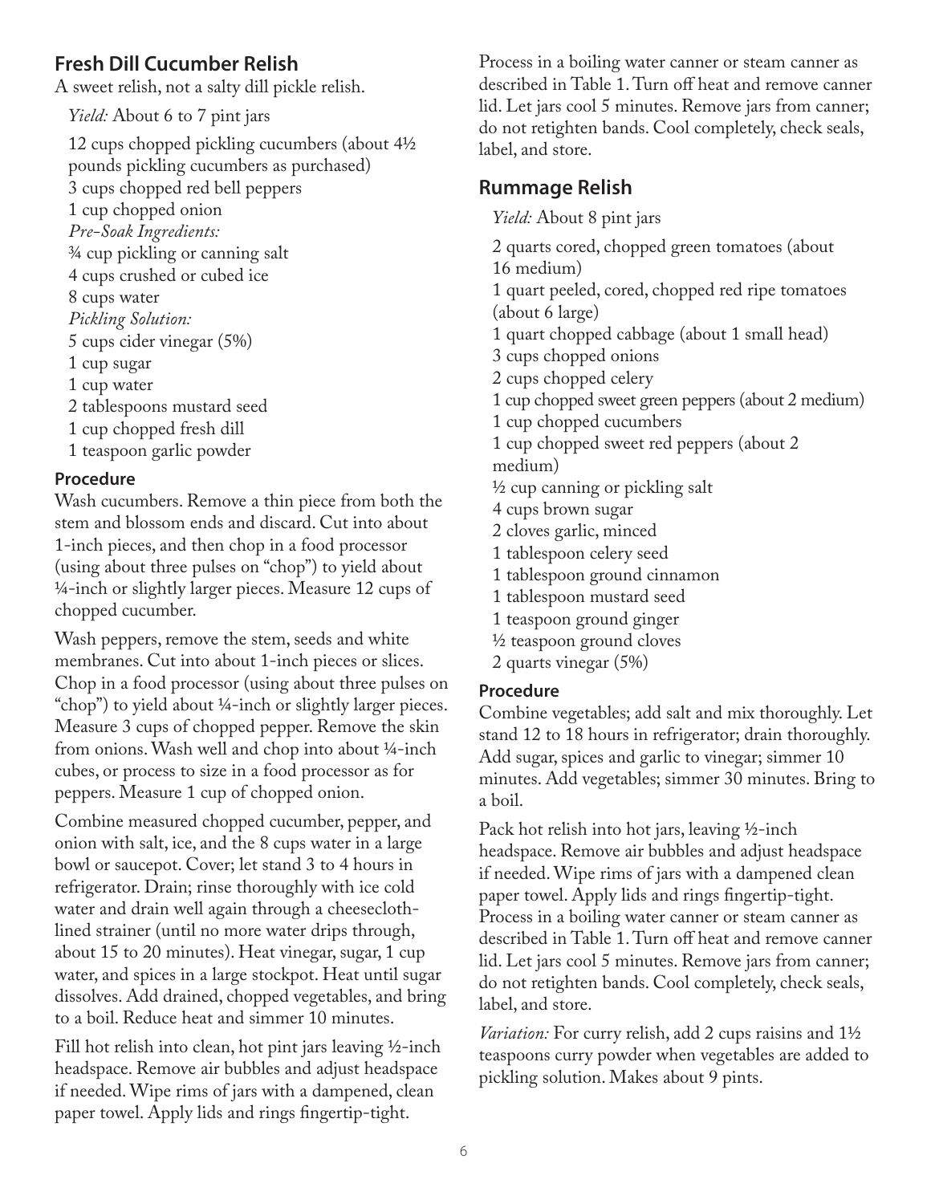## Fresh Dill Cucumber Relish

A sweet relish, not a salty dill pickle relish.

*Yield:* About 6 to 7 pint jars

12 cups chopped pickling cucumbers (about 4½ pounds pickling cucumbers as purchased)
3 cups chopped red bell peppers
1 cup chopped onion
*Pre-Soak Ingredients:*
¾ cup pickling or canning salt
4 cups crushed or cubed ice
8 cups water
*Pickling Solution:*
5 cups cider vinegar (5%)
1 cup sugar
1 cup water
2 tablespoons mustard seed
1 cup chopped fresh dill
1 teaspoon garlic powder

### Procedure

Wash cucumbers. Remove a thin piece from both the stem and blossom ends and discard. Cut into about 1-inch pieces, and then chop in a food processor (using about three pulses on "chop") to yield about ¼-inch or slightly larger pieces. Measure 12 cups of chopped cucumber.

Wash peppers, remove the stem, seeds and white membranes. Cut into about 1-inch pieces or slices. Chop in a food processor (using about three pulses on "chop") to yield about ¼-inch or slightly larger pieces. Measure 3 cups of chopped pepper. Remove the skin from onions. Wash well and chop into about ¼-inch cubes, or process to size in a food processor as for peppers. Measure 1 cup of chopped onion.

Combine measured chopped cucumber, pepper, and onion with salt, ice, and the 8 cups water in a large bowl or saucepot. Cover; let stand 3 to 4 hours in refrigerator. Drain; rinse thoroughly with ice cold water and drain well again through a cheesecloth-lined strainer (until no more water drips through, about 15 to 20 minutes). Heat vinegar, sugar, 1 cup water, and spices in a large stockpot. Heat until sugar dissolves. Add drained, chopped vegetables, and bring to a boil. Reduce heat and simmer 10 minutes.

Fill hot relish into clean, hot pint jars leaving ½-inch headspace. Remove air bubbles and adjust headspace if needed. Wipe rims of jars with a dampened, clean paper towel. Apply lids and rings fingertip-tight. Process in a boiling water canner or steam canner as described in Table 1. Turn off heat and remove canner lid. Let jars cool 5 minutes. Remove jars from canner; do not retighten bands. Cool completely, check seals, label, and store.

## Rummage Relish

*Yield:* About 8 pint jars

2 quarts cored, chopped green tomatoes (about 16 medium)
1 quart peeled, cored, chopped red ripe tomatoes (about 6 large)
1 quart chopped cabbage (about 1 small head)
3 cups chopped onions
2 cups chopped celery
1 cup chopped sweet green peppers (about 2 medium)
1 cup chopped cucumbers
1 cup chopped sweet red peppers (about 2 medium)
½ cup canning or pickling salt
4 cups brown sugar
2 cloves garlic, minced
1 tablespoon celery seed
1 tablespoon ground cinnamon
1 tablespoon mustard seed
1 teaspoon ground ginger
½ teaspoon ground cloves
2 quarts vinegar (5%)

### Procedure

Combine vegetables; add salt and mix thoroughly. Let stand 12 to 18 hours in refrigerator; drain thoroughly. Add sugar, spices and garlic to vinegar; simmer 10 minutes. Add vegetables; simmer 30 minutes. Bring to a boil.

Pack hot relish into hot jars, leaving ½-inch headspace. Remove air bubbles and adjust headspace if needed. Wipe rims of jars with a dampened clean paper towel. Apply lids and rings fingertip-tight. Process in a boiling water canner or steam canner as described in Table 1. Turn off heat and remove canner lid. Let jars cool 5 minutes. Remove jars from canner; do not retighten bands. Cool completely, check seals, label, and store.

*Variation:* For curry relish, add 2 cups raisins and 1½ teaspoons curry powder when vegetables are added to pickling solution. Makes about 9 pints.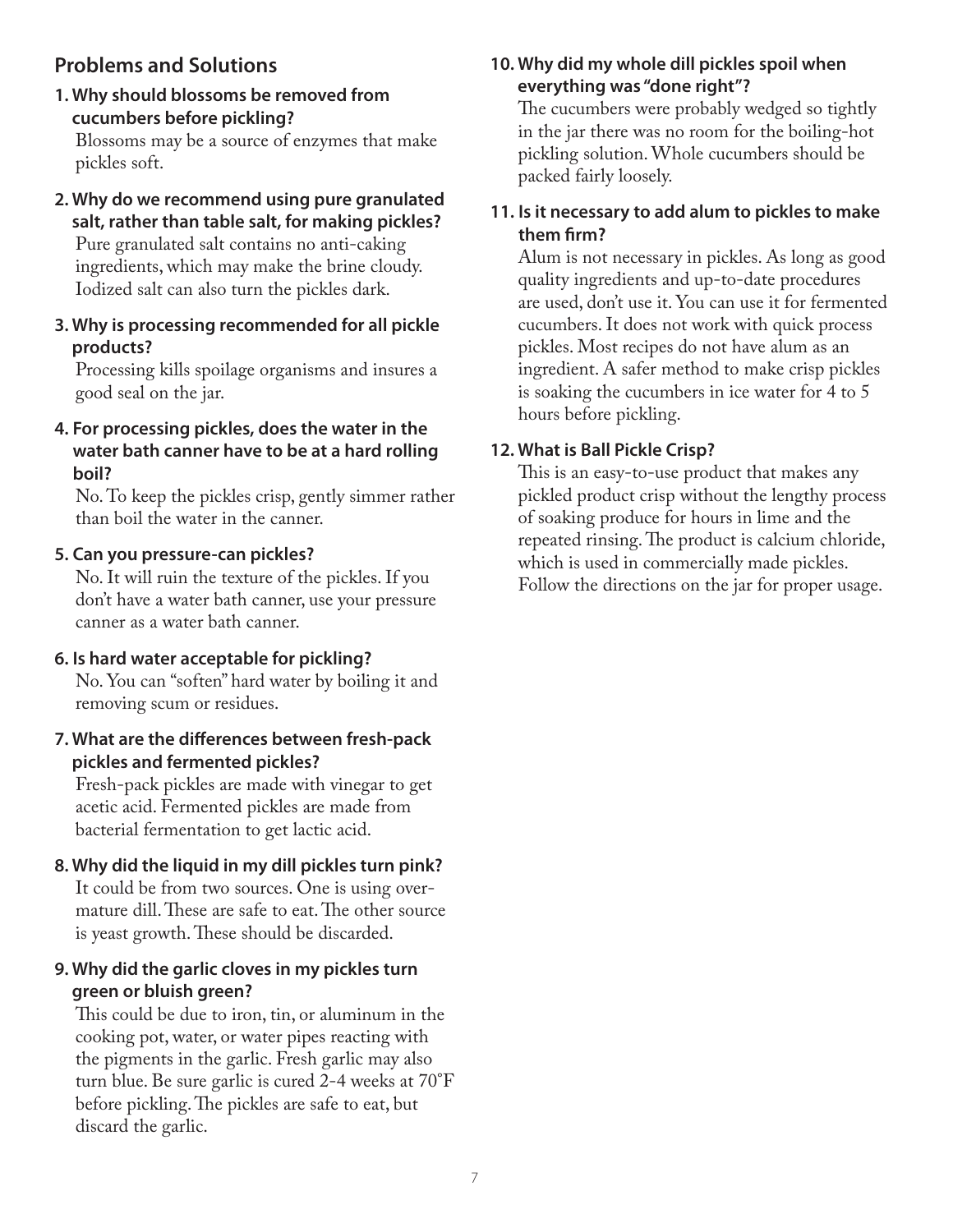## Problems and Solutions

**1. Why should blossoms be removed from cucumbers before pickling?**

Blossoms may be a source of enzymes that make pickles soft.

**2. Why do we recommend using pure granulated salt, rather than table salt, for making pickles?**

Pure granulated salt contains no anti-caking ingredients, which may make the brine cloudy. Iodized salt can also turn the pickles dark.

**3. Why is processing recommended for all pickle products?**

Processing kills spoilage organisms and insures a good seal on the jar.

**4. For processing pickles, does the water in the water bath canner have to be at a hard rolling boil?**

No. To keep the pickles crisp, gently simmer rather than boil the water in the canner.

**5. Can you pressure-can pickles?**

No. It will ruin the texture of the pickles. If you don't have a water bath canner, use your pressure canner as a water bath canner.

**6. Is hard water acceptable for pickling?**

No. You can "soften" hard water by boiling it and removing scum or residues.

**7. What are the differences between fresh-pack pickles and fermented pickles?**

Fresh-pack pickles are made with vinegar to get acetic acid. Fermented pickles are made from bacterial fermentation to get lactic acid.

**8. Why did the liquid in my dill pickles turn pink?**

It could be from two sources. One is using over-mature dill. These are safe to eat. The other source is yeast growth. These should be discarded.

**9. Why did the garlic cloves in my pickles turn green or bluish green?**

This could be due to iron, tin, or aluminum in the cooking pot, water, or water pipes reacting with the pigments in the garlic. Fresh garlic may also turn blue. Be sure garlic is cured 2-4 weeks at 70˚F before pickling. The pickles are safe to eat, but discard the garlic.

**10. Why did my whole dill pickles spoil when everything was "done right"?**

The cucumbers were probably wedged so tightly in the jar there was no room for the boiling-hot pickling solution. Whole cucumbers should be packed fairly loosely.

**11. Is it necessary to add alum to pickles to make them firm?**

Alum is not necessary in pickles. As long as good quality ingredients and up-to-date procedures are used, don't use it. You can use it for fermented cucumbers. It does not work with quick process pickles. Most recipes do not have alum as an ingredient. A safer method to make crisp pickles is soaking the cucumbers in ice water for 4 to 5 hours before pickling.

**12. What is Ball Pickle Crisp?**

This is an easy-to-use product that makes any pickled product crisp without the lengthy process of soaking produce for hours in lime and the repeated rinsing. The product is calcium chloride, which is used in commercially made pickles. Follow the directions on the jar for proper usage.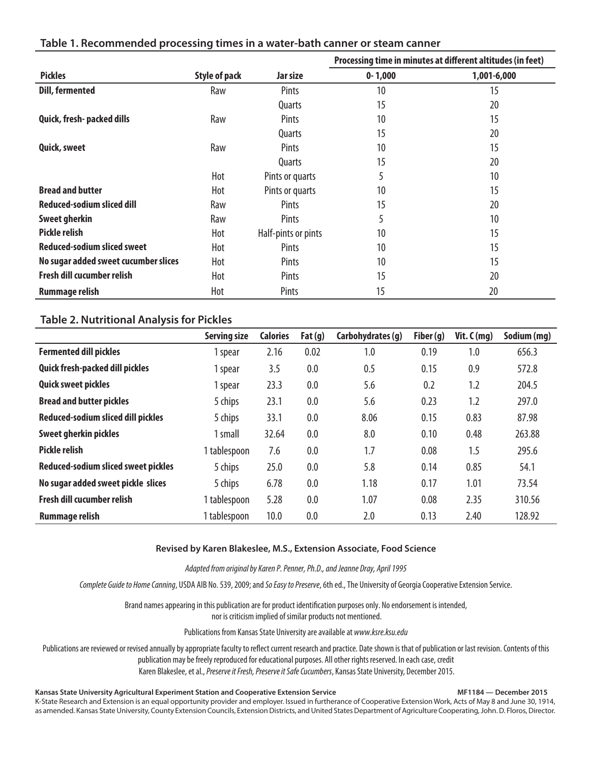## Table 1. Recommended processing times in a water-bath canner or steam canner

| | | | Processing time in minutes at different altitudes (in feet) | |
|---|---|---|---|---|
| **Pickles** | **Style of pack** | **Jar size** | **0- 1,000** | **1,001-6,000** |
| **Dill, fermented** | Raw | Pints | 10 | 15 |
| | | Quarts | 15 | 20 |
| **Quick, fresh- packed dills** | Raw | Pints | 10 | 15 |
| | | Quarts | 15 | 20 |
| **Quick, sweet** | Raw | Pints | 10 | 15 |
| | | Quarts | 15 | 20 |
| | Hot | Pints or quarts | 5 | 10 |
| **Bread and butter** | Hot | Pints or quarts | 10 | 15 |
| **Reduced-sodium sliced dill** | Raw | Pints | 15 | 20 |
| **Sweet gherkin** | Raw | Pints | 5 | 10 |
| **Pickle relish** | Hot | Half-pints or pints | 10 | 15 |
| **Reduced-sodium sliced sweet** | Hot | Pints | 10 | 15 |
| **No sugar added sweet cucumber slices** | Hot | Pints | 10 | 15 |
| **Fresh dill cucumber relish** | Hot | Pints | 15 | 20 |
| **Rummage relish** | Hot | Pints | 15 | 20 |

## Table 2. Nutritional Analysis for Pickles

| | Serving size | Calories | Fat (g) | Carbohydrates (g) | Fiber (g) | Vit. C (mg) | Sodium (mg) |
|---|---|---|---|---|---|---|---|
| **Fermented dill pickles** | 1 spear | 2.16 | 0.02 | 1.0 | 0.19 | 1.0 | 656.3 |
| **Quick fresh-packed dill pickles** | 1 spear | 3.5 | 0.0 | 0.5 | 0.15 | 0.9 | 572.8 |
| **Quick sweet pickles** | 1 spear | 23.3 | 0.0 | 5.6 | 0.2 | 1.2 | 204.5 |
| **Bread and butter pickles** | 5 chips | 23.1 | 0.0 | 5.6 | 0.23 | 1.2 | 297.0 |
| **Reduced-sodium sliced dill pickles** | 5 chips | 33.1 | 0.0 | 8.06 | 0.15 | 0.83 | 87.98 |
| **Sweet gherkin pickles** | 1 small | 32.64 | 0.0 | 8.0 | 0.10 | 0.48 | 263.88 |
| **Pickle relish** | 1 tablespoon | 7.6 | 0.0 | 1.7 | 0.08 | 1.5 | 295.6 |
| **Reduced-sodium sliced sweet pickles** | 5 chips | 25.0 | 0.0 | 5.8 | 0.14 | 0.85 | 54.1 |
| **No sugar added sweet pickle slices** | 5 chips | 6.78 | 0.0 | 1.18 | 0.17 | 1.01 | 73.54 |
| **Fresh dill cucumber relish** | 1 tablespoon | 5.28 | 0.0 | 1.07 | 0.08 | 2.35 | 310.56 |
| **Rummage relish** | 1 tablespoon | 10.0 | 0.0 | 2.0 | 0.13 | 2.40 | 128.92 |

**Revised by Karen Blakeslee, M.S., Extension Associate, Food Science**

*Adapted from original by Karen P. Penner, Ph.D., and Jeanne Dray, April 1995*

*Complete Guide to Home Canning*, USDA AIB No. 539, 2009; and *So Easy to Preserve*, 6th ed., The University of Georgia Cooperative Extension Service.

Brand names appearing in this publication are for product identification purposes only. No endorsement is intended, nor is criticism implied of similar products not mentioned.

Publications from Kansas State University are available at *www.ksre.ksu.edu*

Publications are reviewed or revised annually by appropriate faculty to reflect current research and practice. Date shown is that of publication or last revision. Contents of this publication may be freely reproduced for educational purposes. All other rights reserved. In each case, credit Karen Blakeslee, et al., *Preserve it Fresh, Preserve it Safe Cucumbers*, Kansas State University, December 2015.

**Kansas State University Agricultural Experiment Station and Cooperative Extension Service** **MF1184 — December 2015**

K-State Research and Extension is an equal opportunity provider and employer. Issued in furtherance of Cooperative Extension Work, Acts of May 8 and June 30, 1914, as amended. Kansas State University, County Extension Councils, Extension Districts, and United States Department of Agriculture Cooperating, John. D. Floros, Director.